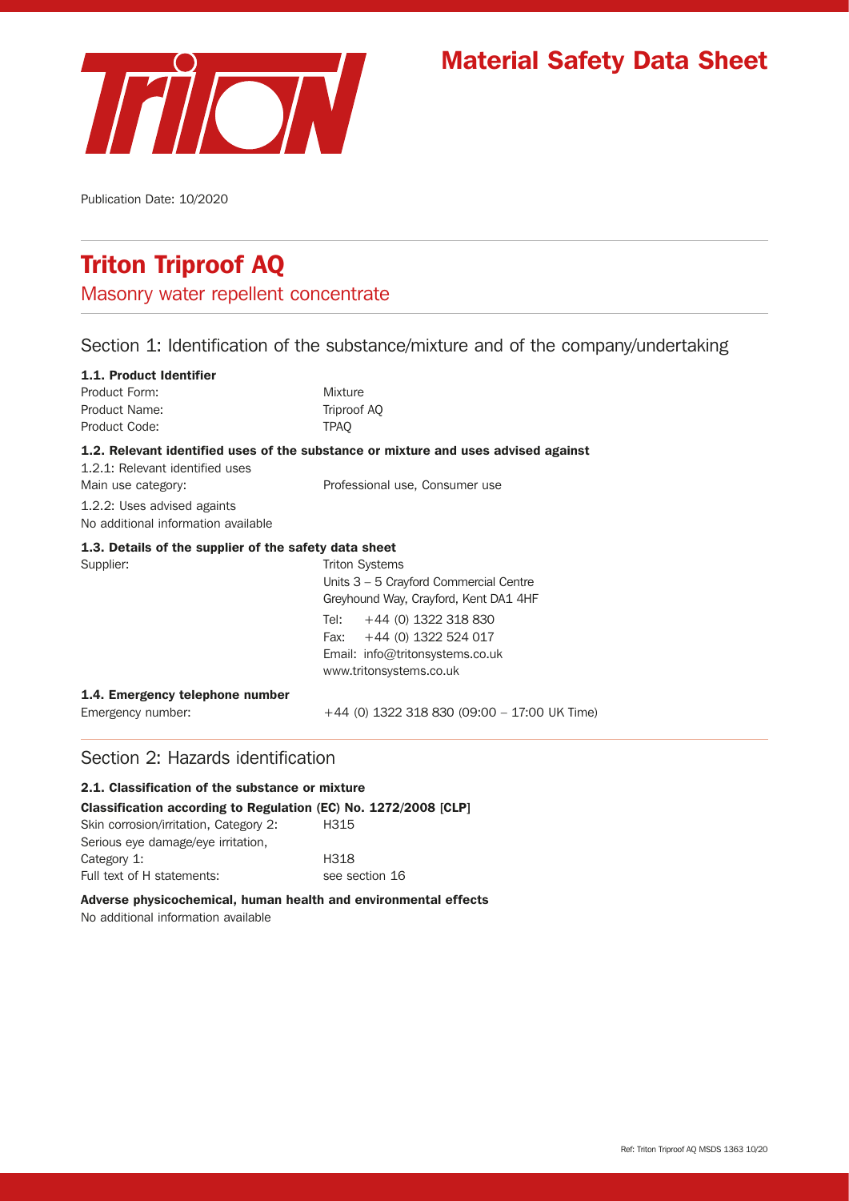# Material Safety Data Sheet

Publication Date: 10/2020

## Triton Triproof AQ

Masonry water repellent concentrate

## Section 1: Identification of the substance/mixture and of the company/undertaking

### 1.1. Product Identifier

| | |
|---|---|
| Product Form: | Mixture |
| Product Name: | Triproof AQ |
| Product Code: | TPAQ |

### 1.2. Relevant identified uses of the substance or mixture and uses advised against

1.2.1: Relevant identified uses

Main use category: Professional use, Consumer use

1.2.2: Uses advised againts

No additional information available

### 1.3. Details of the supplier of the safety data sheet

Supplier:

Triton Systems
Units 3 – 5 Crayford Commercial Centre
Greyhound Way, Crayford, Kent DA1 4HF

Tel: +44 (0) 1322 318 830
Fax: +44 (0) 1322 524 017
Email: info@tritonsystems.co.uk
www.tritonsystems.co.uk

### 1.4. Emergency telephone number

Emergency number: +44 (0) 1322 318 830 (09:00 – 17:00 UK Time)

## Section 2: Hazards identification

### 2.1. Classification of the substance or mixture

**Classification according to Regulation (EC) No. 1272/2008 [CLP]**

| | |
|---|---|
| Skin corrosion/irritation, Category 2: | H315 |
| Serious eye damage/eye irritation, Category 1: | H318 |
| Full text of H statements: | see section 16 |

**Adverse physicochemical, human health and environmental effects**

No additional information available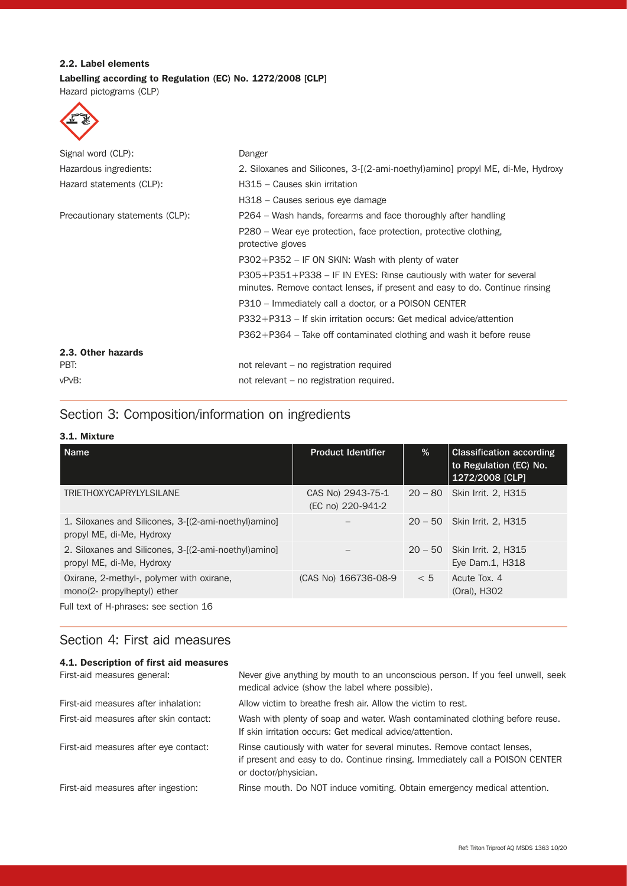### 2.2. Label elements

**Labelling according to Regulation (EC) No. 1272/2008 [CLP]**

Hazard pictograms (CLP)

| | |
|---|---|
| Signal word (CLP): | Danger |
| Hazardous ingredients: | 2. Siloxanes and Silicones, 3-[(2-ami-noethyl)amino] propyl ME, di-Me, Hydroxy |
| Hazard statements (CLP): | H315 – Causes skin irritation |
| | H318 – Causes serious eye damage |
| Precautionary statements (CLP): | P264 – Wash hands, forearms and face thoroughly after handling |
| | P280 – Wear eye protection, face protection, protective clothing, protective gloves |
| | P302+P352 – IF ON SKIN: Wash with plenty of water |
| | P305+P351+P338 – IF IN EYES: Rinse cautiously with water for several minutes. Remove contact lenses, if present and easy to do. Continue rinsing |
| | P310 – Immediately call a doctor, or a POISON CENTER |
| | P332+P313 – If skin irritation occurs: Get medical advice/attention |
| | P362+P364 – Take off contaminated clothing and wash it before reuse |

### 2.3. Other hazards

| | |
|---|---|
| PBT: | not relevant – no registration required |
| vPvB: | not relevant – no registration required. |

## Section 3: Composition/information on ingredients

### 3.1. Mixture

| Name | Product Identifier | % | Classification according to Regulation (EC) No. 1272/2008 [CLP] |
|---|---|---|---|
| TRIETHOXYCAPRYLYLSILANE | CAS No) 2943-75-1 (EC no) 220-941-2 | 20 – 80 | Skin Irrit. 2, H315 |
| 1. Siloxanes and Silicones, 3-[(2-ami-noethyl)amino] propyl ME, di-Me, Hydroxy | – | 20 – 50 | Skin Irrit. 2, H315 |
| 2. Siloxanes and Silicones, 3-[(2-ami-noethyl)amino] propyl ME, di-Me, Hydroxy | – | 20 – 50 | Skin Irrit. 2, H315 Eye Dam.1, H318 |
| Oxirane, 2-methyl-, polymer with oxirane, mono(2- propylheptyl) ether | (CAS No) 166736-08-9 | < 5 | Acute Tox. 4 (Oral), H302 |

Full text of H-phrases: see section 16

## Section 4: First aid measures

### 4.1. Description of first aid measures

| | |
|---|---|
| First-aid measures general: | Never give anything by mouth to an unconscious person. If you feel unwell, seek medical advice (show the label where possible). |
| First-aid measures after inhalation: | Allow victim to breathe fresh air. Allow the victim to rest. |
| First-aid measures after skin contact: | Wash with plenty of soap and water. Wash contaminated clothing before reuse. If skin irritation occurs: Get medical advice/attention. |
| First-aid measures after eye contact: | Rinse cautiously with water for several minutes. Remove contact lenses, if present and easy to do. Continue rinsing. Immediately call a POISON CENTER or doctor/physician. |
| First-aid measures after ingestion: | Rinse mouth. Do NOT induce vomiting. Obtain emergency medical attention. |

Ref: Triton Triproof AQ MSDS 1363 10/20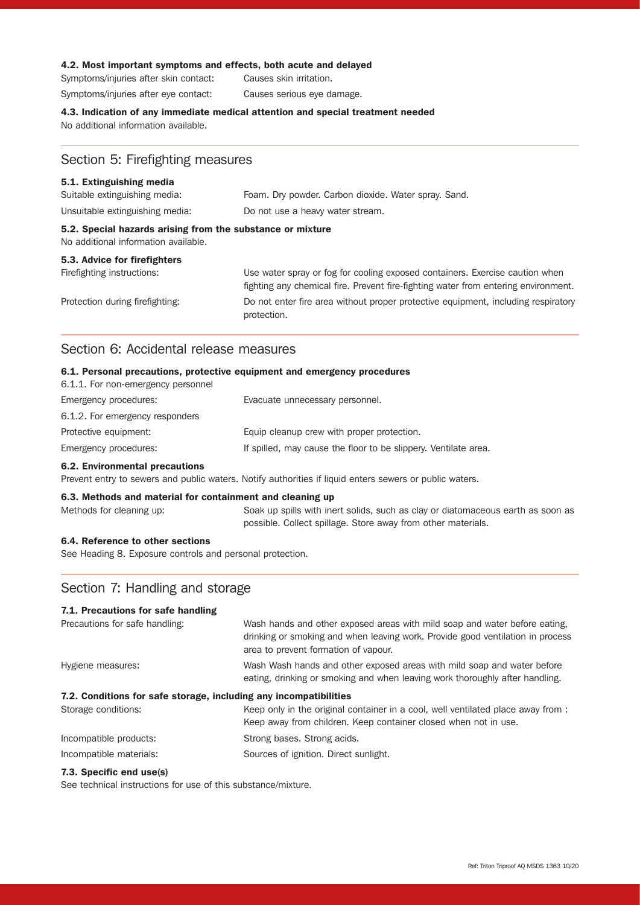#### 4.2. Most important symptoms and effects, both acute and delayed

| | |
|---|---|
| Symptoms/injuries after skin contact: | Causes skin irritation. |
| Symptoms/injuries after eye contact: | Causes serious eye damage. |

#### 4.3. Indication of any immediate medical attention and special treatment needed

No additional information available.

## Section 5: Firefighting measures

#### 5.1. Extinguishing media

| | |
|---|---|
| Suitable extinguishing media: | Foam. Dry powder. Carbon dioxide. Water spray. Sand. |
| Unsuitable extinguishing media: | Do not use a heavy water stream. |

#### 5.2. Special hazards arising from the substance or mixture

No additional information available.

#### 5.3. Advice for firefighters

| | |
|---|---|
| Firefighting instructions: | Use water spray or fog for cooling exposed containers. Exercise caution when fighting any chemical fire. Prevent fire-fighting water from entering environment. |
| Protection during firefighting: | Do not enter fire area without proper protective equipment, including respiratory protection. |

## Section 6: Accidental release measures

#### 6.1. Personal precautions, protective equipment and emergency procedures

6.1.1. For non-emergency personnel

| | |
|---|---|
| Emergency procedures: | Evacuate unnecessary personnel. |

6.1.2. For emergency responders

| | |
|---|---|
| Protective equipment: | Equip cleanup crew with proper protection. |
| Emergency procedures: | If spilled, may cause the floor to be slippery. Ventilate area. |

#### 6.2. Environmental precautions

Prevent entry to sewers and public waters. Notify authorities if liquid enters sewers or public waters.

#### 6.3. Methods and material for containment and cleaning up

| | |
|---|---|
| Methods for cleaning up: | Soak up spills with inert solids, such as clay or diatomaceous earth as soon as possible. Collect spillage. Store away from other materials. |

#### 6.4. Reference to other sections

See Heading 8. Exposure controls and personal protection.

## Section 7: Handling and storage

#### 7.1. Precautions for safe handling

| | |
|---|---|
| Precautions for safe handling: | Wash hands and other exposed areas with mild soap and water before eating, drinking or smoking and when leaving work. Provide good ventilation in process area to prevent formation of vapour. |
| Hygiene measures: | Wash Wash hands and other exposed areas with mild soap and water before eating, drinking or smoking and when leaving work thoroughly after handling. |

#### 7.2. Conditions for safe storage, including any incompatibilities

| | |
|---|---|
| Storage conditions: | Keep only in the original container in a cool, well ventilated place away from : Keep away from children. Keep container closed when not in use. |
| Incompatible products: | Strong bases. Strong acids. |
| Incompatible materials: | Sources of ignition. Direct sunlight. |

#### 7.3. Specific end use(s)

See technical instructions for use of this substance/mixture.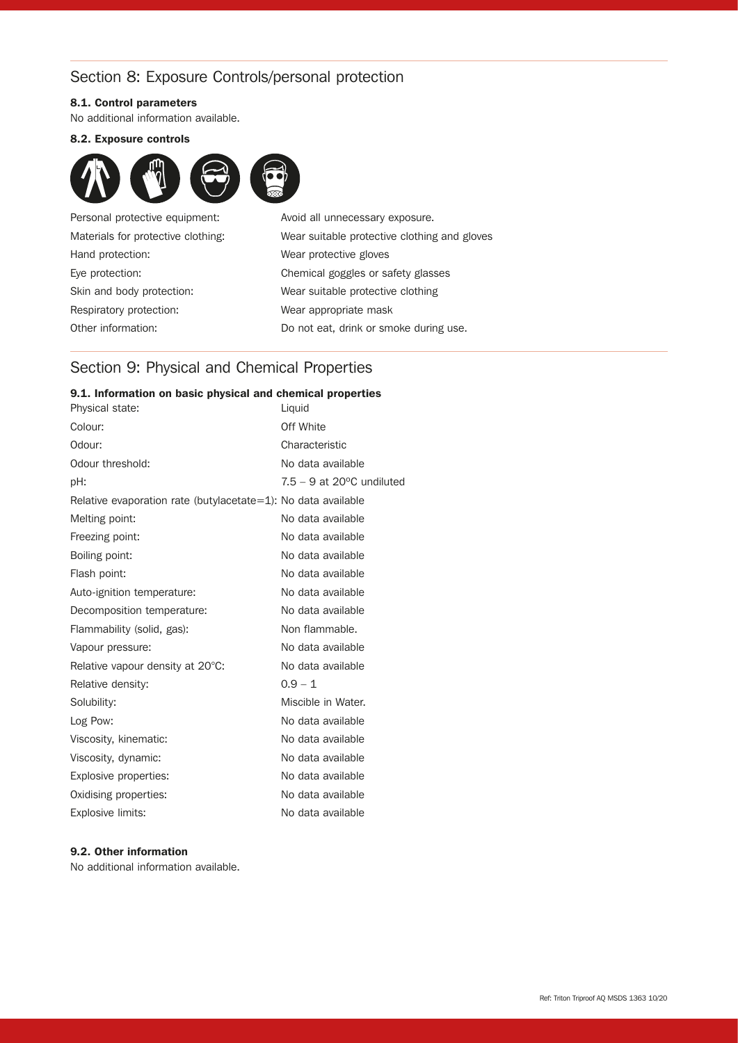## Section 8: Exposure Controls/personal protection

### 8.1. Control parameters

No additional information available.

### 8.2. Exposure controls

| | |
|---|---|
| Personal protective equipment: | Avoid all unnecessary exposure. |
| Materials for protective clothing: | Wear suitable protective clothing and gloves |
| Hand protection: | Wear protective gloves |
| Eye protection: | Chemical goggles or safety glasses |
| Skin and body protection: | Wear suitable protective clothing |
| Respiratory protection: | Wear appropriate mask |
| Other information: | Do not eat, drink or smoke during use. |

## Section 9: Physical and Chemical Properties

### 9.1. Information on basic physical and chemical properties

| | |
|---|---|
| Physical state: | Liquid |
| Colour: | Off White |
| Odour: | Characteristic |
| Odour threshold: | No data available |
| pH: | 7.5 – 9 at 20ºC undiluted |
| Relative evaporation rate (butylacetate=1): | No data available |
| Melting point: | No data available |
| Freezing point: | No data available |
| Boiling point: | No data available |
| Flash point: | No data available |
| Auto-ignition temperature: | No data available |
| Decomposition temperature: | No data available |
| Flammability (solid, gas): | Non flammable. |
| Vapour pressure: | No data available |
| Relative vapour density at 20°C: | No data available |
| Relative density: | 0.9 – 1 |
| Solubility: | Miscible in Water. |
| Log Pow: | No data available |
| Viscosity, kinematic: | No data available |
| Viscosity, dynamic: | No data available |
| Explosive properties: | No data available |
| Oxidising properties: | No data available |
| Explosive limits: | No data available |

### 9.2. Other information

No additional information available.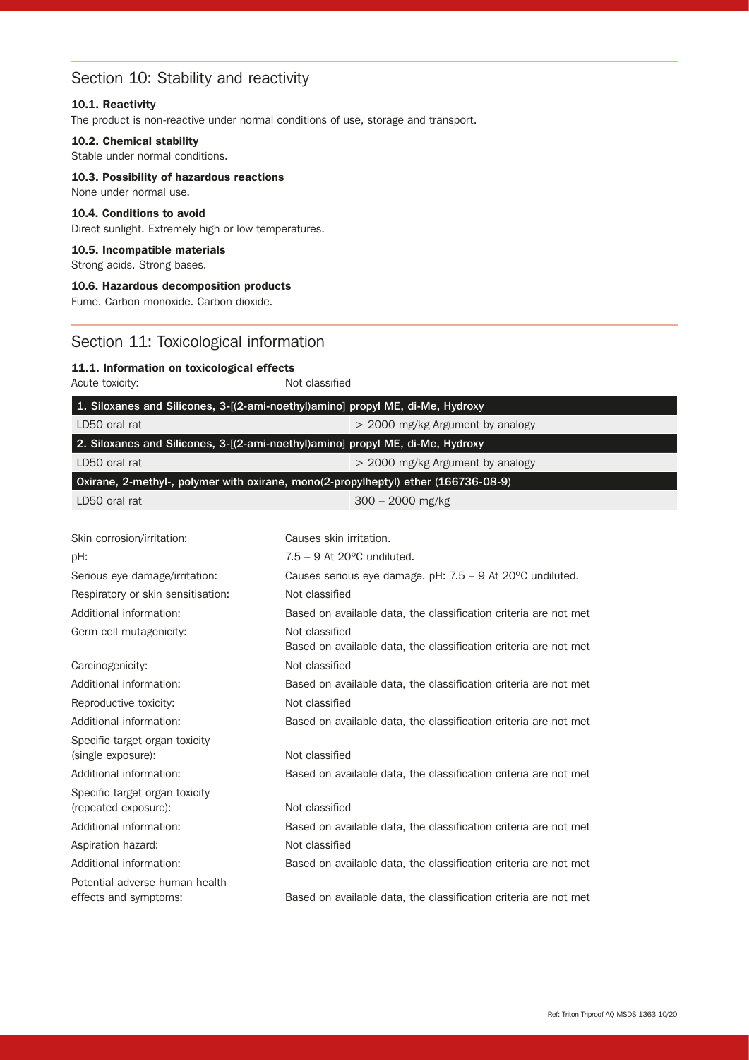## Section 10: Stability and reactivity

### 10.1. Reactivity

The product is non-reactive under normal conditions of use, storage and transport.

### 10.2. Chemical stability

Stable under normal conditions.

### 10.3. Possibility of hazardous reactions

None under normal use.

### 10.4. Conditions to avoid

Direct sunlight. Extremely high or low temperatures.

### 10.5. Incompatible materials

Strong acids. Strong bases.

### 10.6. Hazardous decomposition products

Fume. Carbon monoxide. Carbon dioxide.

## Section 11: Toxicological information

### 11.1. Information on toxicological effects

Acute toxicity: Not classified

| 1. Siloxanes and Silicones, 3-[(2-ami-noethyl)amino] propyl ME, di-Me, Hydroxy | |
|---|---|
| LD50 oral rat | > 2000 mg/kg Argument by analogy |
| **2. Siloxanes and Silicones, 3-[(2-ami-noethyl)amino] propyl ME, di-Me, Hydroxy** | |
| LD50 oral rat | > 2000 mg/kg Argument by analogy |
| **Oxirane, 2-methyl-, polymer with oxirane, mono(2-propylheptyl) ether (166736-08-9)** | |
| LD50 oral rat | 300 – 2000 mg/kg |

| | |
|---|---|
| Skin corrosion/irritation: | Causes skin irritation. |
| pH: | 7.5 – 9 At 20ºC undiluted. |
| Serious eye damage/irritation: | Causes serious eye damage. pH: 7.5 – 9 At 20ºC undiluted. |
| Respiratory or skin sensitisation: | Not classified |
| Additional information: | Based on available data, the classification criteria are not met |
| Germ cell mutagenicity: | Not classified<br>Based on available data, the classification criteria are not met |
| Carcinogenicity: | Not classified |
| Additional information: | Based on available data, the classification criteria are not met |
| Reproductive toxicity: | Not classified |
| Additional information: | Based on available data, the classification criteria are not met |
| Specific target organ toxicity (single exposure): | Not classified |
| Additional information: | Based on available data, the classification criteria are not met |
| Specific target organ toxicity (repeated exposure): | Not classified |
| Additional information: | Based on available data, the classification criteria are not met |
| Aspiration hazard: | Not classified |
| Additional information: | Based on available data, the classification criteria are not met |
| Potential adverse human health effects and symptoms: | Based on available data, the classification criteria are not met |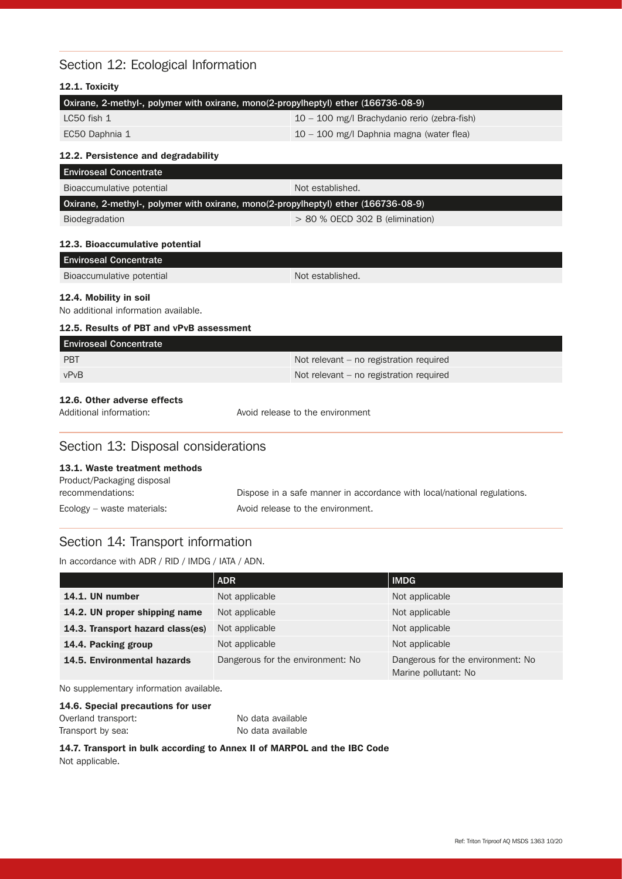## Section 12: Ecological Information

### 12.1. Toxicity

| Oxirane, 2-methyl-, polymer with oxirane, mono(2-propylheptyl) ether (166736-08-9) | |
|---|---|
| LC50 fish 1 | 10 – 100 mg/l Brachydanio rerio (zebra-fish) |
| EC50 Daphnia 1 | 10 – 100 mg/l Daphnia magna (water flea) |

### 12.2. Persistence and degradability

| Enviroseal Concentrate | |
|---|---|
| Bioaccumulative potential | Not established. |
| **Oxirane, 2-methyl-, polymer with oxirane, mono(2-propylheptyl) ether (166736-08-9)** | |
| Biodegradation | > 80 % OECD 302 B (elimination) |

### 12.3. Bioaccumulative potential

| Enviroseal Concentrate | |
|---|---|
| Bioaccumulative potential | Not established. |

### 12.4. Mobility in soil

No additional information available.

### 12.5. Results of PBT and vPvB assessment

| Enviroseal Concentrate | |
|---|---|
| PBT | Not relevant – no registration required |
| vPvB | Not relevant – no registration required |

### 12.6. Other adverse effects

Additional information: Avoid release to the environment

## Section 13: Disposal considerations

### 13.1. Waste treatment methods

Product/Packaging disposal recommendations: Dispose in a safe manner in accordance with local/national regulations.

Ecology – waste materials: Avoid release to the environment.

## Section 14: Transport information

In accordance with ADR / RID / IMDG / IATA / ADN.

| | ADR | IMDG |
|---|---|---|
| **14.1. UN number** | Not applicable | Not applicable |
| **14.2. UN proper shipping name** | Not applicable | Not applicable |
| **14.3. Transport hazard class(es)** | Not applicable | Not applicable |
| **14.4. Packing group** | Not applicable | Not applicable |
| **14.5. Environmental hazards** | Dangerous for the environment: No | Dangerous for the environment: No<br>Marine pollutant: No |

No supplementary information available.

### 14.6. Special precautions for user

Overland transport: No data available

Transport by sea: No data available

### 14.7. Transport in bulk according to Annex II of MARPOL and the IBC Code

Not applicable.

Ref: Triton Triproof AQ MSDS 1363 10/20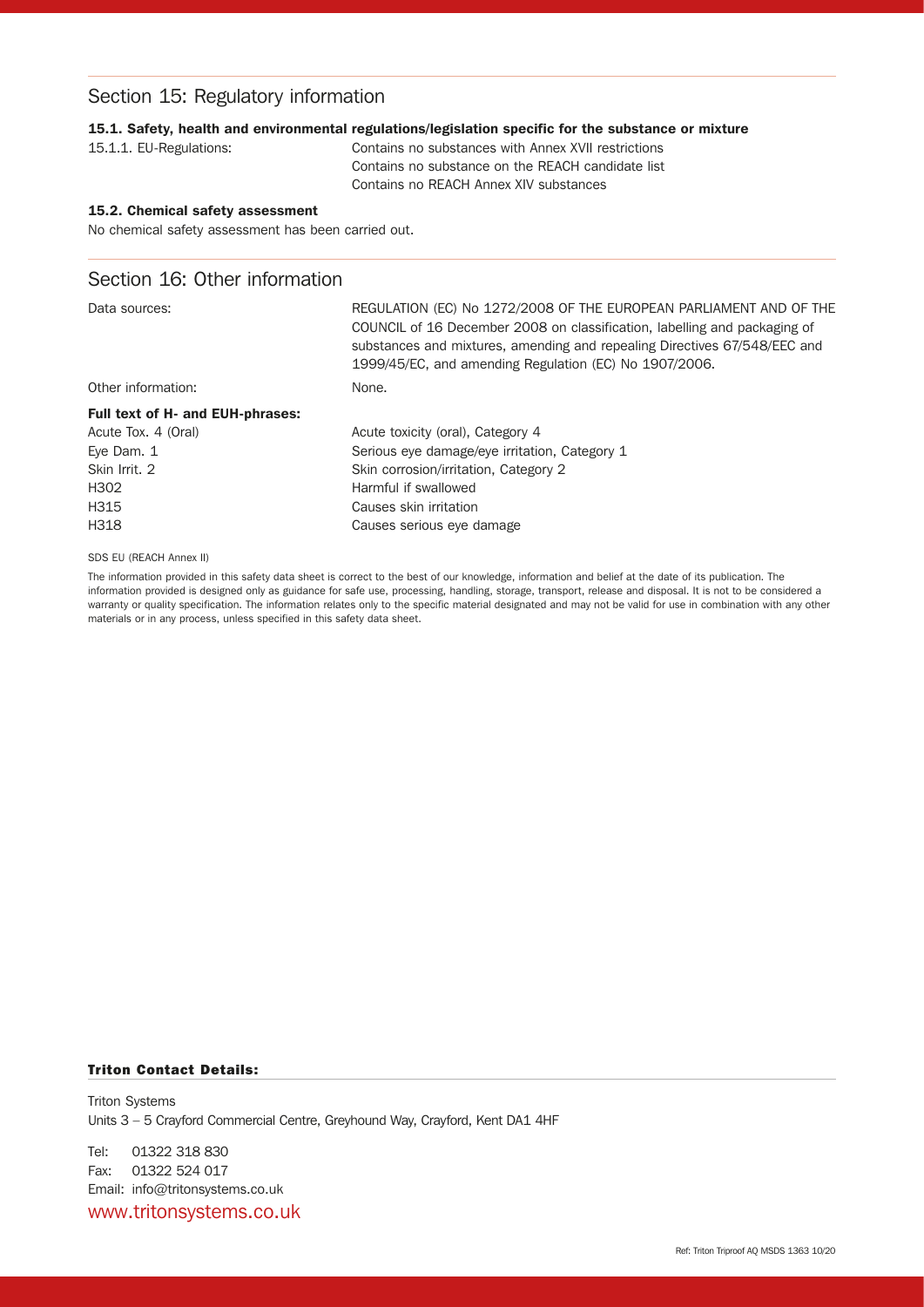## Section 15: Regulatory information

### 15.1. Safety, health and environmental regulations/legislation specific for the substance or mixture

| | |
|---|---|
| 15.1.1. EU-Regulations: | Contains no substances with Annex XVII restrictions<br>Contains no substance on the REACH candidate list<br>Contains no REACH Annex XIV substances |

### 15.2. Chemical safety assessment

No chemical safety assessment has been carried out.

## Section 16: Other information

| | |
|---|---|
| Data sources: | REGULATION (EC) No 1272/2008 OF THE EUROPEAN PARLIAMENT AND OF THE COUNCIL of 16 December 2008 on classification, labelling and packaging of substances and mixtures, amending and repealing Directives 67/548/EEC and 1999/45/EC, and amending Regulation (EC) No 1907/2006. |
| Other information: | None. |

**Full text of H- and EUH-phrases:**

| | |
|---|---|
| Acute Tox. 4 (Oral) | Acute toxicity (oral), Category 4 |
| Eye Dam. 1 | Serious eye damage/eye irritation, Category 1 |
| Skin Irrit. 2 | Skin corrosion/irritation, Category 2 |
| H302 | Harmful if swallowed |
| H315 | Causes skin irritation |
| H318 | Causes serious eye damage |

SDS EU (REACH Annex II)

The information provided in this safety data sheet is correct to the best of our knowledge, information and belief at the date of its publication. The information provided is designed only as guidance for safe use, processing, handling, storage, transport, release and disposal. It is not to be considered a warranty or quality specification. The information relates only to the specific material designated and may not be valid for use in combination with any other materials or in any process, unless specified in this safety data sheet.

**Triton Contact Details:**

Triton Systems
Units 3 – 5 Crayford Commercial Centre, Greyhound Way, Crayford, Kent DA1 4HF

Tel: 01322 318 830
Fax: 01322 524 017
Email: info@tritonsystems.co.uk

www.tritonsystems.co.uk

Ref: Triton Triproof AQ MSDS 1363 10/20